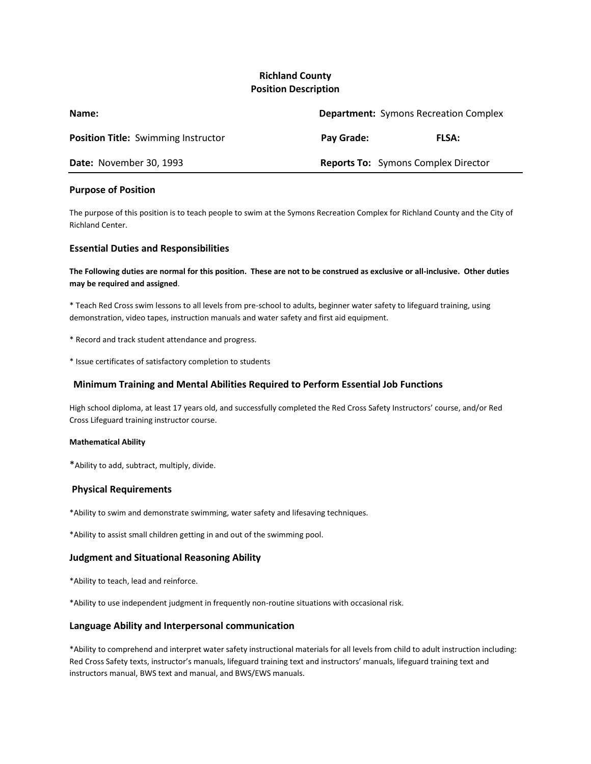# Richland County
# Position Description

| | |
|---|---|
| **Name:** | **Department:** Symons Recreation Complex |
| **Position Title:** Swimming Instructor | **Pay Grade:** **FLSA:** |
| **Date:** November 30, 1993 | **Reports To:** Symons Complex Director |

## Purpose of Position

The purpose of this position is to teach people to swim at the Symons Recreation Complex for Richland County and the City of Richland Center.

## Essential Duties and Responsibilities

**The Following duties are normal for this position. These are not to be construed as exclusive or all-inclusive. Other duties may be required and assigned**.

* Teach Red Cross swim lessons to all levels from pre-school to adults, beginner water safety to lifeguard training, using demonstration, video tapes, instruction manuals and water safety and first aid equipment.

* Record and track student attendance and progress.

* Issue certificates of satisfactory completion to students

## Minimum Training and Mental Abilities Required to Perform Essential Job Functions

High school diploma, at least 17 years old, and successfully completed the Red Cross Safety Instructors' course, and/or Red Cross Lifeguard training instructor course.

#### Mathematical Ability

*Ability to add, subtract, multiply, divide.

## Physical Requirements

*Ability to swim and demonstrate swimming, water safety and lifesaving techniques.

*Ability to assist small children getting in and out of the swimming pool.

## Judgment and Situational Reasoning Ability

*Ability to teach, lead and reinforce.

*Ability to use independent judgment in frequently non-routine situations with occasional risk.

## Language Ability and Interpersonal communication

*Ability to comprehend and interpret water safety instructional materials for all levels from child to adult instruction including: Red Cross Safety texts, instructor's manuals, lifeguard training text and instructors' manuals, lifeguard training text and instructors manual, BWS text and manual, and BWS/EWS manuals.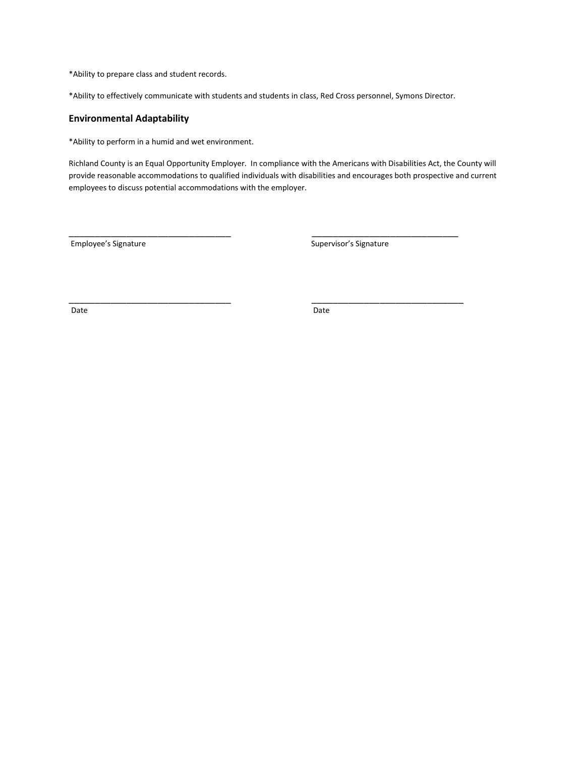*Ability to prepare class and student records.

*Ability to effectively communicate with students and students in class, Red Cross personnel, Symons Director.

### Environmental Adaptability

*Ability to perform in a humid and wet environment.

Richland County is an Equal Opportunity Employer. In compliance with the Americans with Disabilities Act, the County will provide reasonable accommodations to qualified individuals with disabilities and encourages both prospective and current employees to discuss potential accommodations with the employer.

| | |
|---|---|
| _____________________________________ | _____________________________________ |
| Employee's Signature | Supervisor's Signature |
| _____________________________________ | _____________________________________ |
| Date | Date |